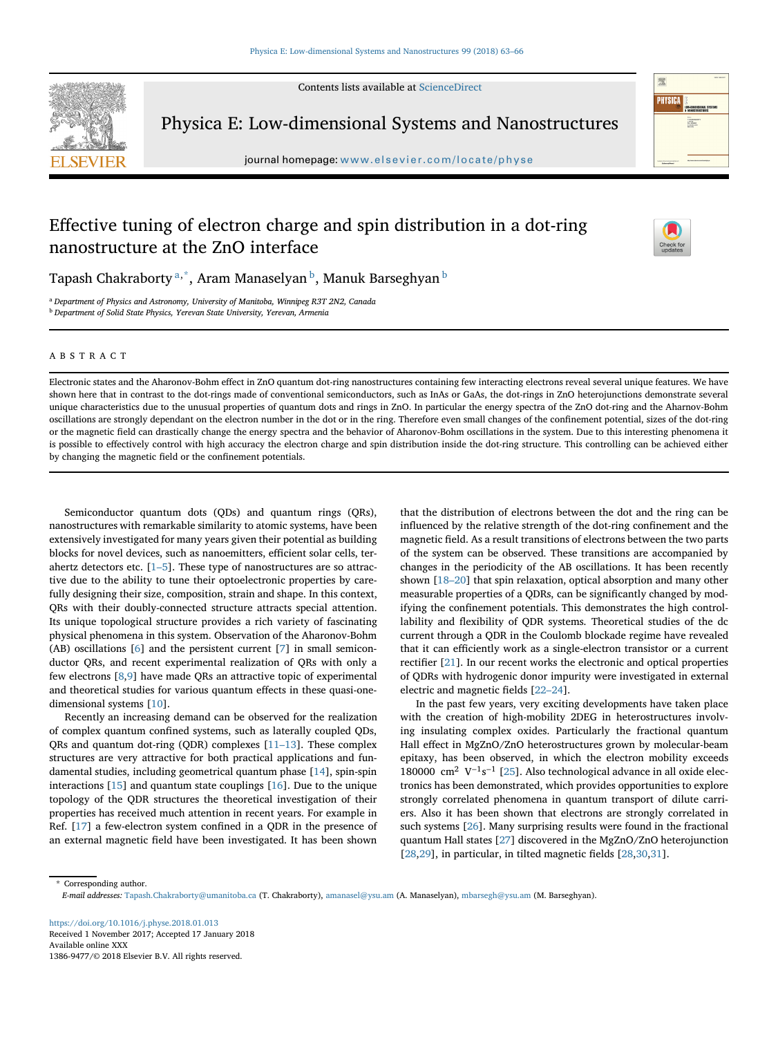# Effective tuning of electron charge and spin distribution in a dot-ring nanostructure at the ZnO interface

Tapash Chakraborty [a,*], Aram Manaselyan [b], Manuk Barseghyan [b]

[a] Department of Physics and Astronomy, University of Manitoba, Winnipeg R3T 2N2, Canada
[b] Department of Solid State Physics, Yerevan State University, Yerevan, Armenia

## ABSTRACT

Electronic states and the Aharonov-Bohm effect in ZnO quantum dot-ring nanostructures containing few interacting electrons reveal several unique features. We have shown here that in contrast to the dot-rings made of conventional semiconductors, such as InAs or GaAs, the dot-rings in ZnO heterojunctions demonstrate several unique characteristics due to the unusual properties of quantum dots and rings in ZnO. In particular the energy spectra of the ZnO dot-ring and the Aharnov-Bohm oscillations are strongly dependant on the electron number in the dot or in the ring. Therefore even small changes of the confinement potential, sizes of the dot-ring or the magnetic field can drastically change the energy spectra and the behavior of Aharonov-Bohm oscillations in the system. Due to this interesting phenomena it is possible to effectively control with high accuracy the electron charge and spin distribution inside the dot-ring structure. This controlling can be achieved either by changing the magnetic field or the confinement potentials.

Semiconductor quantum dots (QDs) and quantum rings (QRs), nanostructures with remarkable similarity to atomic systems, have been extensively investigated for many years given their potential as building blocks for novel devices, such as nanoemitters, efficient solar cells, terahertz detectors etc. [1–5]. These type of nanostructures are so attractive due to the ability to tune their optoelectronic properties by carefully designing their size, composition, strain and shape. In this context, QRs with their doubly-connected structure attracts special attention. Its unique topological structure provides a rich variety of fascinating physical phenomena in this system. Observation of the Aharonov-Bohm (AB) oscillations [6] and the persistent current [7] in small semiconductor QRs, and recent experimental realization of QRs with only a few electrons [8,9] have made QRs an attractive topic of experimental and theoretical studies for various quantum effects in these quasi-one-dimensional systems [10].

Recently an increasing demand can be observed for the realization of complex quantum confined systems, such as laterally coupled QDs, QRs and quantum dot-ring (QDR) complexes [11–13]. These complex structures are very attractive for both practical applications and fundamental studies, including geometrical quantum phase [14], spin-spin interactions [15] and quantum state couplings [16]. Due to the unique topology of the QDR structures the theoretical investigation of their properties has received much attention in recent years. For example in Ref. [17] a few-electron system confined in a QDR in the presence of an external magnetic field have been investigated. It has been shown that the distribution of electrons between the dot and the ring can be influenced by the relative strength of the dot-ring confinement and the magnetic field. As a result transitions of electrons between the two parts of the system can be observed. These transitions are accompanied by changes in the periodicity of the AB oscillations. It has been recently shown [18–20] that spin relaxation, optical absorption and many other measurable properties of a QDRs, can be significantly changed by modifying the confinement potentials. This demonstrates the high controllability and flexibility of QDR systems. Theoretical studies of the dc current through a QDR in the Coulomb blockade regime have revealed that it can efficiently work as a single-electron transistor or a current rectifier [21]. In our recent works the electronic and optical properties of QDRs with hydrogenic donor impurity were investigated in external electric and magnetic fields [22–24].

In the past few years, very exciting developments have taken place with the creation of high-mobility 2DEG in heterostructures involving insulating complex oxides. Particularly the fractional quantum Hall effect in MgZnO/ZnO heterostructures grown by molecular-beam epitaxy, has been observed, in which the electron mobility exceeds 180000 $cm^2\ V^{-1}s^{-1}$ [25]. Also technological advance in all oxide electronics has been demonstrated, which provides opportunities to explore strongly correlated phenomena in quantum transport of dilute carriers. Also it has been shown that electrons are strongly correlated in such systems [26]. Many surprising results were found in the fractional quantum Hall states [27] discovered in the MgZnO/ZnO heterojunction [28,29], in particular, in tilted magnetic fields [28,30,31].

* Corresponding author.
*E-mail addresses:* Tapash.Chakraborty@umanitoba.ca (T. Chakraborty), amanasel@ysu.am (A. Manaselyan), mbarsegh@ysu.am (M. Barseghyan).

https://doi.org/10.1016/j.physe.2018.01.013
Received 1 November 2017; Accepted 17 January 2018
Available online XXX
1386-9477/© 2018 Elsevier B.V. All rights reserved.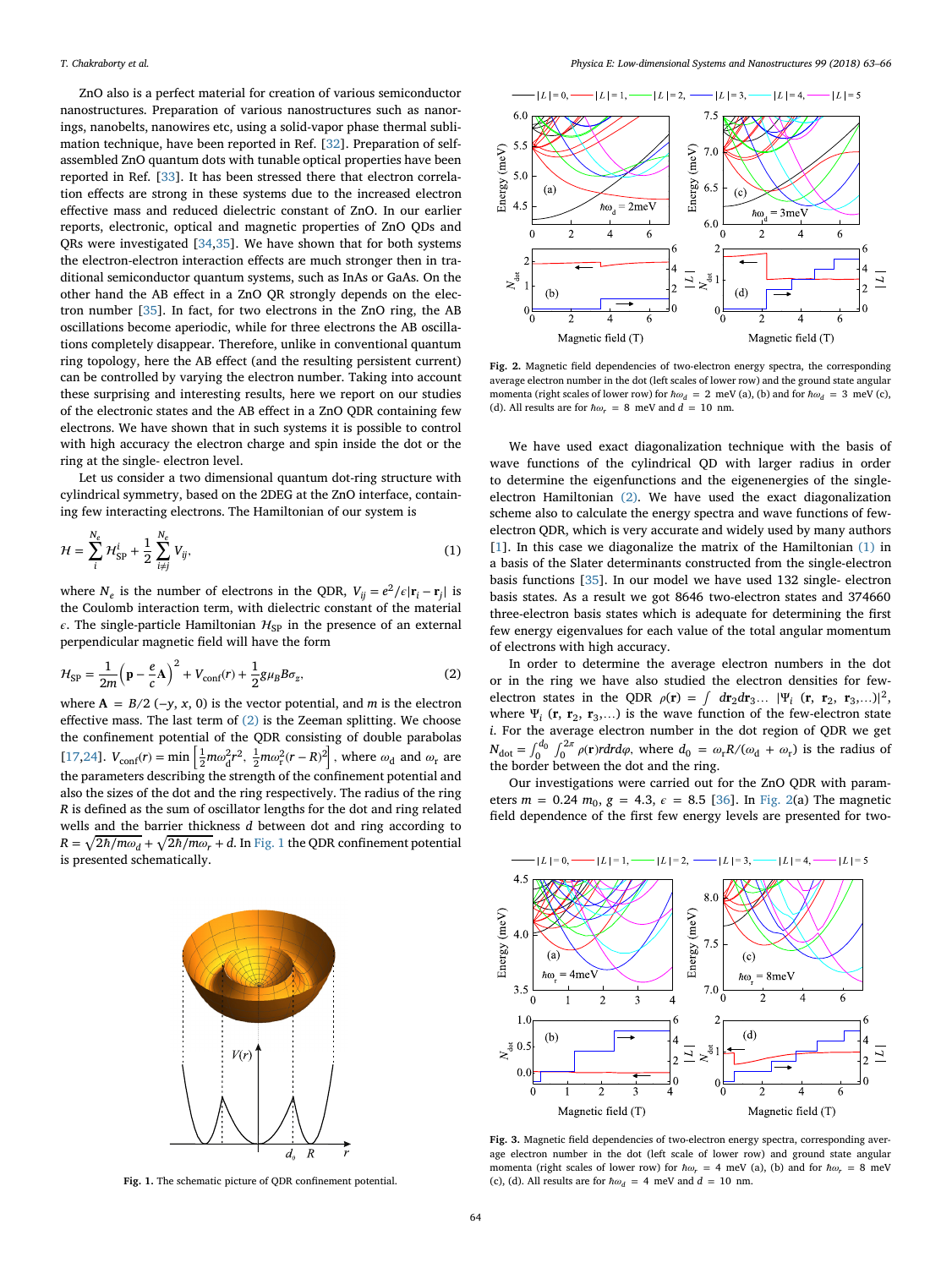ZnO also is a perfect material for creation of various semiconductor nanostructures. Preparation of various nanostructures such as nanorings, nanobelts, nanowires etc, using a solid-vapor phase thermal sublimation technique, have been reported in Ref. [32]. Preparation of self-assembled ZnO quantum dots with tunable optical properties have been reported in Ref. [33]. It has been stressed there that electron correlation effects are strong in these systems due to the increased electron effective mass and reduced dielectric constant of ZnO. In our earlier reports, electronic, optical and magnetic properties of ZnO QDs and QRs were investigated [34,35]. We have shown that for both systems the electron-electron interaction effects are much stronger then in traditional semiconductor quantum systems, such as InAs or GaAs. On the other hand the AB effect in a ZnO QR strongly depends on the electron number [35]. In fact, for two electrons in the ZnO ring, the AB oscillations become aperiodic, while for three electrons the AB oscillations completely disappear. Therefore, unlike in conventional quantum ring topology, here the AB effect (and the resulting persistent current) can be controlled by varying the electron number. Taking into account these surprising and interesting results, here we report on our studies of the electronic states and the AB effect in a ZnO QDR containing few electrons. We have shown that in such systems it is possible to control with high accuracy the electron charge and spin inside the dot or the ring at the single- electron level.

Let us consider a two dimensional quantum dot-ring structure with cylindrical symmetry, based on the 2DEG at the ZnO interface, containing few interacting electrons. The Hamiltonian of our system is

$$\mathcal{H} = \sum_{i}^{N_e} \mathcal{H}_{\rm SP}^{i} + \frac{1}{2}\sum_{i \neq j}^{N_e} V_{ij}, \tag{1}$$

where $N_e$ is the number of electrons in the QDR, $V_{ij} = e^2/\epsilon|\mathbf{r}_i - \mathbf{r}_j|$ is the Coulomb interaction term, with dielectric constant of the material $\epsilon$. The single-particle Hamiltonian $\mathcal{H}_{\rm SP}$ in the presence of an external perpendicular magnetic field will have the form

$$\mathcal{H}_{\rm SP} = \frac{1}{2m}\left(\mathbf{p} - \frac{e}{c}\mathbf{A}\right)^2 + V_{\rm conf}(r) + \frac{1}{2}g\mu_B B\sigma_z, \tag{2}$$

where $\mathbf{A} = B/2\,(-y, x, 0)$ is the vector potential, and $m$ is the electron effective mass. The last term of (2) is the Zeeman splitting. We choose the confinement potential of the QDR consisting of double parabolas [17,24]. $V_{\rm conf}(r) = \min\left[\frac{1}{2}m\omega_d^2 r^2, \frac{1}{2}m\omega_r^2(r-R)^2\right]$, where $\omega_d$ and $\omega_r$ are the parameters describing the strength of the confinement potential and also the sizes of the dot and the ring respectively. The radius of the ring $R$ is defined as the sum of oscillator lengths for the dot and ring related wells and the barrier thickness $d$ between dot and ring according to $R = \sqrt{2\hbar/m\omega_d} + \sqrt{2\hbar/m\omega_r} + d$. In Fig. 1 the QDR confinement potential is presented schematically.

Fig. 1. The schematic picture of QDR confinement potential.

Fig. 2. Magnetic field dependencies of two-electron energy spectra, the corresponding average electron number in the dot (left scales of lower row) and the ground state angular momenta (right scales of lower row) for $\hbar\omega_d = 2$ meV (a), (b) and for $\hbar\omega_d = 3$ meV (c), (d). All results are for $\hbar\omega_r = 8$ meV and $d = 10$ nm.

We have used exact diagonalization technique with the basis of wave functions of the cylindrical QD with larger radius in order to determine the eigenfunctions and the eigenenergies of the single-electron Hamiltonian (2). We have used the exact diagonalization scheme also to calculate the energy spectra and wave functions of few-electron QDR, which is very accurate and widely used by many authors [1]. In this case we diagonalize the matrix of the Hamiltonian (1) in a basis of the Slater determinants constructed from the single-electron basis functions [35]. In our model we have used 132 single- electron basis states. As a result we got 8646 two-electron states and 374660 three-electron basis states which is adequate for determining the first few energy eigenvalues for each value of the total angular momentum of electrons with high accuracy.

In order to determine the average electron numbers in the dot or in the ring we have also studied the electron densities for few-electron states in the QDR $\rho(\mathbf{r}) = \int d\mathbf{r}_2 d\mathbf{r}_3 \ldots\, |\Psi_i\,(\mathbf{r},\,\mathbf{r}_2,\,\mathbf{r}_3,\ldots)|^2$, where $\Psi_i\,(\mathbf{r},\,\mathbf{r}_2,\,\mathbf{r}_3,\ldots)$ is the wave function of the few-electron state $i$. For the average electron number in the dot region of QDR we get $N_{\rm dot} = \int_0^{d_0}\int_0^{2\pi}\rho(\mathbf{r})rdrd\varphi$, where $d_0 = \omega_r R/(\omega_d + \omega_r)$ is the radius of the border between the dot and the ring.

Our investigations were carried out for the ZnO QDR with parameters $m = 0.24\,m_0$, $g = 4.3$, $\epsilon = 8.5$ [36]. In Fig. 2(a) The magnetic field dependence of the first few energy levels are presented for two-

Fig. 3. Magnetic field dependencies of two-electron energy spectra, corresponding average electron number in the dot (left scale of lower row) and ground state angular momenta (right scales of lower row) for $\hbar\omega_r = 4$ meV (a), (b) and for $\hbar\omega_r = 8$ meV (c), (d). All results are for $\hbar\omega_d = 4$ meV and $d = 10$ nm.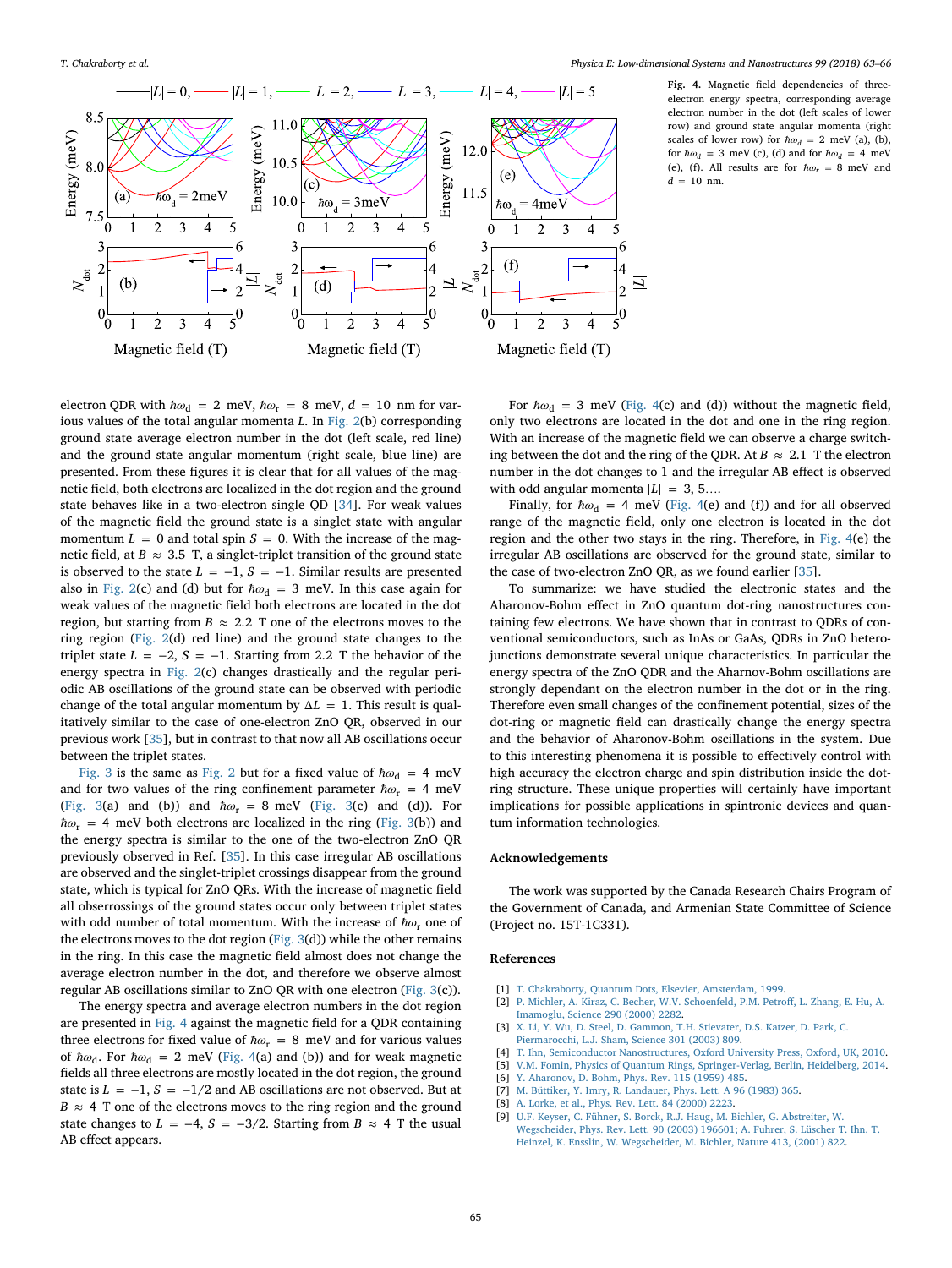**Fig. 4.** Magnetic field dependencies of three-electron energy spectra, corresponding average electron number in the dot (left scales of lower row) and ground state angular momenta (right scales of lower row) for $\hbar\omega_d = 2$ meV (a), (b), for $\hbar\omega_d = 3$ meV (c), (d) and for $\hbar\omega_d = 4$ meV (e), (f). All results are for $\hbar\omega_r = 8$ meV and $d = 10$ nm.

electron QDR with $\hbar\omega_d = 2$ meV, $\hbar\omega_r = 8$ meV, $d = 10$ nm for various values of the total angular momenta $L$. In Fig. 2(b) corresponding ground state average electron number in the dot (left scale, red line) and the ground state angular momentum (right scale, blue line) are presented. From these figures it is clear that for all values of the magnetic field, both electrons are localized in the dot region and the ground state behaves like in a two-electron single QD [34]. For weak values of the magnetic field the ground state is a singlet state with angular momentum $L = 0$ and total spin $S = 0$. With the increase of the magnetic field, at $B \approx 3.5$ T, a singlet-triplet transition of the ground state is observed to the state $L = -1$, $S = -1$. Similar results are presented also in Fig. 2(c) and (d) but for $\hbar\omega_d = 3$ meV. In this case again for weak values of the magnetic field both electrons are located in the dot region, but starting from $B \approx 2.2$ T one of the electrons moves to the ring region (Fig. 2(d) red line) and the ground state changes to the triplet state $L = -2$, $S = -1$. Starting from 2.2 T the behavior of the energy spectra in Fig. 2(c) changes drastically and the regular periodic AB oscillations of the ground state can be observed with periodic change of the total angular momentum by $\Delta L = 1$. This result is qualitatively similar to the case of one-electron ZnO QR, observed in our previous work [35], but in contrast to that now all AB oscillations occur between the triplet states.

Fig. 3 is the same as Fig. 2 but for a fixed value of $\hbar\omega_d = 4$ meV and for two values of the ring confinement parameter $\hbar\omega_r = 4$ meV (Fig. 3(a) and (b)) and $\hbar\omega_r = 8$ meV (Fig. 3(c) and (d)). For $\hbar\omega_r = 4$ meV both electrons are localized in the ring (Fig. 3(b)) and the energy spectra is similar to the one of the two-electron ZnO QR previously observed in Ref. [35]. In this case irregular AB oscillations are observed and the singlet-triplet crossings disappear from the ground state, which is typical for ZnO QRs. With the increase of magnetic field all obserrossings of the ground states occur only between triplet states with odd number of total momentum. With the increase of $\hbar\omega_r$ one of the electrons moves to the dot region (Fig. 3(d)) while the other remains in the ring. In this case the magnetic field almost does not change the average electron number in the dot, and therefore we observe almost regular AB oscillations similar to ZnO QR with one electron (Fig. 3(c)).

The energy spectra and average electron numbers in the dot region are presented in Fig. 4 against the magnetic field for a QDR containing three electrons for fixed value of $\hbar\omega_r = 8$ meV and for various values of $\hbar\omega_d$. For $\hbar\omega_d = 2$ meV (Fig. 4(a) and (b)) and for weak magnetic fields all three electrons are mostly located in the dot region, the ground state is $L = -1$, $S = -1/2$ and AB oscillations are not observed. But at $B \approx 4$ T one of the electrons moves to the ring region and the ground state changes to $L = -4$, $S = -3/2$. Starting from $B \approx 4$ T the usual AB effect appears.

For $\hbar\omega_d = 3$ meV (Fig. 4(c) and (d)) without the magnetic field, only two electrons are located in the dot and one in the ring region. With an increase of the magnetic field we can observe a charge switching between the dot and the ring of the QDR. At $B \approx 2.1$ T the electron number in the dot changes to 1 and the irregular AB effect is observed with odd angular momenta $|L| = 3, 5\ldots$.

Finally, for $\hbar\omega_d = 4$ meV (Fig. 4(e) and (f)) and for all observed range of the magnetic field, only one electron is located in the dot region and the other two stays in the ring. Therefore, in Fig. 4(e) the irregular AB oscillations are observed for the ground state, similar to the case of two-electron ZnO QR, as we found earlier [35].

To summarize: we have studied the electronic states and the Aharonov-Bohm effect in ZnO quantum dot-ring nanostructures containing few electrons. We have shown that in contrast to QDRs of conventional semiconductors, such as InAs or GaAs, QDRs in ZnO heterojunctions demonstrate several unique characteristics. In particular the energy spectra of the ZnO QDR and the Aharnov-Bohm oscillations are strongly dependant on the electron number in the dot or in the ring. Therefore even small changes of the confinement potential, sizes of the dot-ring or magnetic field can drastically change the energy spectra and the behavior of Aharonov-Bohm oscillations in the system. Due to this interesting phenomena it is possible to effectively control with high accuracy the electron charge and spin distribution inside the dot-ring structure. These unique properties will certainly have important implications for possible applications in spintronic devices and quantum information technologies.

## Acknowledgements

The work was supported by the Canada Research Chairs Program of the Government of Canada, and Armenian State Committee of Science (Project no. 15T-1C331).

## References

[1] T. Chakraborty, Quantum Dots, Elsevier, Amsterdam, 1999.
[2] P. Michler, A. Kiraz, C. Becher, W.V. Schoenfeld, P.M. Petroff, L. Zhang, E. Hu, A. Imamoglu, Science 290 (2000) 2282.
[3] X. Li, Y. Wu, D. Steel, D. Gammon, T.H. Stievater, D.S. Katzer, D. Park, C. Piermarocchi, L.J. Sham, Science 301 (2003) 809.
[4] T. Ihn, Semiconductor Nanostructures, Oxford University Press, Oxford, UK, 2010.
[5] V.M. Fomin, Physics of Quantum Rings, Springer-Verlag, Berlin, Heidelberg, 2014.
[6] Y. Aharonov, D. Bohm, Phys. Rev. 115 (1959) 485.
[7] M. Büttiker, Y. Imry, R. Landauer, Phys. Lett. A 96 (1983) 365.
[8] A. Lorke, et al., Phys. Rev. Lett. 84 (2000) 2223.
[9] U.F. Keyser, C. Führer, S. Borck, R.J. Haug, M. Bichler, G. Abstreiter, W. Wegscheider, Phys. Rev. Lett. 90 (2003) 196601; A. Fuhrer, S. Lüscher T. Ihn, T. Heinzel, K. Ensslin, W. Wegscheider, M. Bichler, Nature 413, (2001) 822.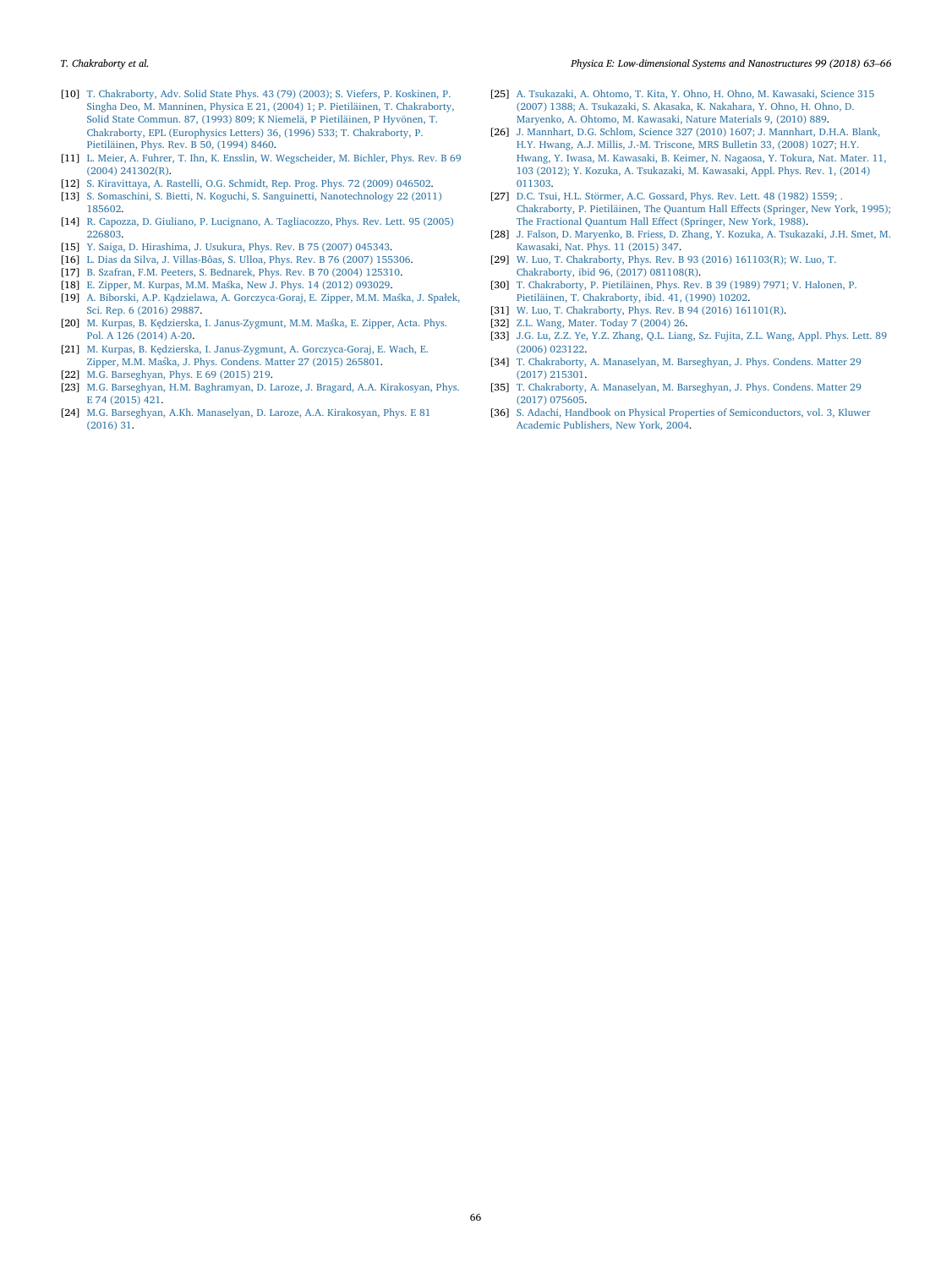[10] T. Chakraborty, Adv. Solid State Phys. 43 (79) (2003); S. Viefers, P. Koskinen, P. Singha Deo, M. Manninen, Physica E 21, (2004) 1; P. Pietiläinen, T. Chakraborty, Solid State Commun. 87, (1993) 809; K Niemelä, P Pietiläinen, P Hyvönen, T. Chakraborty, EPL (Europhysics Letters) 36, (1996) 533; T. Chakraborty, P. Pietiläinen, Phys. Rev. B 50, (1994) 8460.

[11] L. Meier, A. Fuhrer, T. Ihn, K. Ensslin, W. Wegscheider, M. Bichler, Phys. Rev. B 69 (2004) 241302(R).

[12] S. Kiravittaya, A. Rastelli, O.G. Schmidt, Rep. Prog. Phys. 72 (2009) 046502.

[13] S. Somaschini, S. Bietti, N. Koguchi, S. Sanguinetti, Nanotechnology 22 (2011) 185602.

[14] R. Capozza, D. Giuliano, P. Lucignano, A. Tagliacozzo, Phys. Rev. Lett. 95 (2005) 226803.

[15] Y. Saiga, D. Hirashima, J. Usukura, Phys. Rev. B 75 (2007) 045343.

[16] L. Dias da Silva, J. Villas-Bôas, S. Ulloa, Phys. Rev. B 76 (2007) 155306.

[17] B. Szafran, F.M. Peeters, S. Bednarek, Phys. Rev. B 70 (2004) 125310.

[18] E. Zipper, M. Kurpas, M.M. Maśka, New J. Phys. 14 (2012) 093029.

[19] A. Biborski, A.P. Kądzielawa, A. Gorczyca-Goraj, E. Zipper, M.M. Maśka, J. Spałek, Sci. Rep. 6 (2016) 29887.

[20] M. Kurpas, B. Kędzierska, I. Janus-Zygmunt, M.M. Maśka, E. Zipper, Acta. Phys. Pol. A 126 (2014) A-20.

[21] M. Kurpas, B. Kędzierska, I. Janus-Zygmunt, A. Gorczyca-Goraj, E. Wach, E. Zipper, M.M. Maśka, J. Phys. Condens. Matter 27 (2015) 265801.

[22] M.G. Barseghyan, Phys. E 69 (2015) 219.

[23] M.G. Barseghyan, H.M. Baghramyan, D. Laroze, J. Bragard, A.A. Kirakosyan, Phys. E 74 (2015) 421.

[24] M.G. Barseghyan, A.Kh. Manaselyan, D. Laroze, A.A. Kirakosyan, Phys. E 81 (2016) 31.

[25] A. Tsukazaki, A. Ohtomo, T. Kita, Y. Ohno, H. Ohno, M. Kawasaki, Science 315 (2007) 1388; A. Tsukazaki, S. Akasaka, K. Nakahara, Y. Ohno, H. Ohno, D. Maryenko, A. Ohtomo, M. Kawasaki, Nature Materials 9, (2010) 889.

[26] J. Mannhart, D.G. Schlom, Science 327 (2010) 1607; J. Mannhart, D.H.A. Blank, H.Y. Hwang, A.J. Millis, J.-M. Triscone, MRS Bulletin 33, (2008) 1027; H.Y. Hwang, Y. Iwasa, M. Kawasaki, B. Keimer, N. Nagaosa, Y. Tokura, Nat. Mater. 11, 103 (2012); Y. Kozuka, A. Tsukazaki, M. Kawasaki, Appl. Phys. Rev. 1, (2014) 011303.

[27] D.C. Tsui, H.L. Störmer, A.C. Gossard, Phys. Rev. Lett. 48 (1982) 1559; . Chakraborty, P. Pietiläinen, The Quantum Hall Effects (Springer, New York, 1995); The Fractional Quantum Hall Effect (Springer, New York, 1988).

[28] J. Falson, D. Maryenko, B. Friess, D. Zhang, Y. Kozuka, A. Tsukazaki, J.H. Smet, M. Kawasaki, Nat. Phys. 11 (2015) 347.

[29] W. Luo, T. Chakraborty, Phys. Rev. B 93 (2016) 161103(R); W. Luo, T. Chakraborty, ibid 96, (2017) 081108(R).

[30] T. Chakraborty, P. Pietiläinen, Phys. Rev. B 39 (1989) 7971; V. Halonen, P. Pietiläinen, T. Chakraborty, ibid. 41, (1990) 10202.

[31] W. Luo, T. Chakraborty, Phys. Rev. B 94 (2016) 161101(R).

[32] Z.L. Wang, Mater. Today 7 (2004) 26.

[33] J.G. Lu, Z.Z. Ye, Y.Z. Zhang, Q.L. Liang, Sz. Fujita, Z.L. Wang, Appl. Phys. Lett. 89 (2006) 023122.

[34] T. Chakraborty, A. Manaselyan, M. Barseghyan, J. Phys. Condens. Matter 29 (2017) 215301.

[35] T. Chakraborty, A. Manaselyan, M. Barseghyan, J. Phys. Condens. Matter 29 (2017) 075605.

[36] S. Adachi, Handbook on Physical Properties of Semiconductors, vol. 3, Kluwer Academic Publishers, New York, 2004.